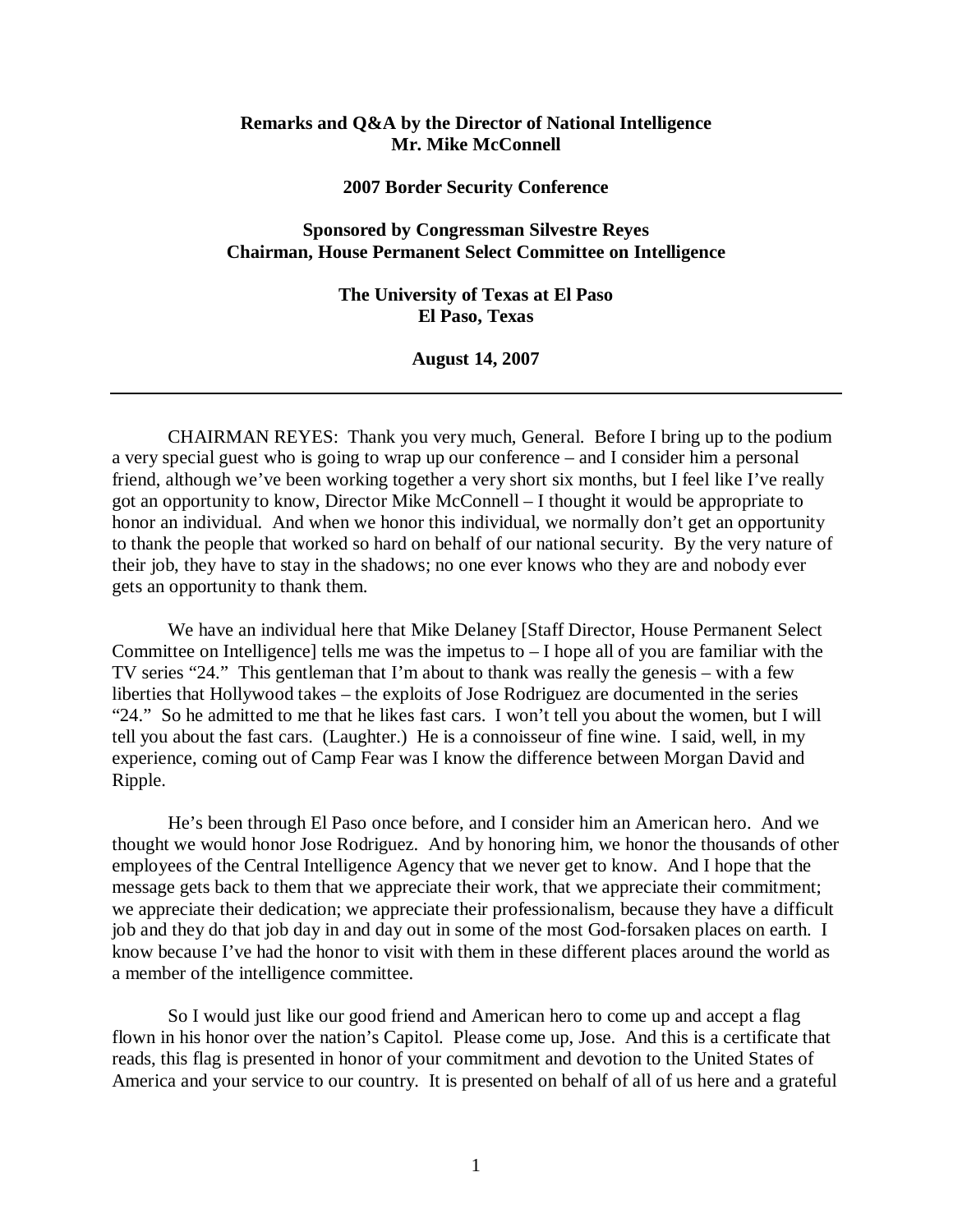**Remarks and Q&A by the Director of National Intelligence**
**Mr. Mike McConnell**

**2007 Border Security Conference**

**Sponsored by Congressman Silvestre Reyes**
**Chairman, House Permanent Select Committee on Intelligence**

**The University of Texas at El Paso**
**El Paso, Texas**

**August 14, 2007**

---

CHAIRMAN REYES: Thank you very much, General. Before I bring up to the podium a very special guest who is going to wrap up our conference – and I consider him a personal friend, although we've been working together a very short six months, but I feel like I've really got an opportunity to know, Director Mike McConnell – I thought it would be appropriate to honor an individual. And when we honor this individual, we normally don't get an opportunity to thank the people that worked so hard on behalf of our national security. By the very nature of their job, they have to stay in the shadows; no one ever knows who they are and nobody ever gets an opportunity to thank them.

We have an individual here that Mike Delaney [Staff Director, House Permanent Select Committee on Intelligence] tells me was the impetus to – I hope all of you are familiar with the TV series "24." This gentleman that I'm about to thank was really the genesis – with a few liberties that Hollywood takes – the exploits of Jose Rodriguez are documented in the series "24." So he admitted to me that he likes fast cars. I won't tell you about the women, but I will tell you about the fast cars. (Laughter.) He is a connoisseur of fine wine. I said, well, in my experience, coming out of Camp Fear was I know the difference between Morgan David and Ripple.

He's been through El Paso once before, and I consider him an American hero. And we thought we would honor Jose Rodriguez. And by honoring him, we honor the thousands of other employees of the Central Intelligence Agency that we never get to know. And I hope that the message gets back to them that we appreciate their work, that we appreciate their commitment; we appreciate their dedication; we appreciate their professionalism, because they have a difficult job and they do that job day in and day out in some of the most God-forsaken places on earth. I know because I've had the honor to visit with them in these different places around the world as a member of the intelligence committee.

So I would just like our good friend and American hero to come up and accept a flag flown in his honor over the nation's Capitol. Please come up, Jose. And this is a certificate that reads, this flag is presented in honor of your commitment and devotion to the United States of America and your service to our country. It is presented on behalf of all of us here and a grateful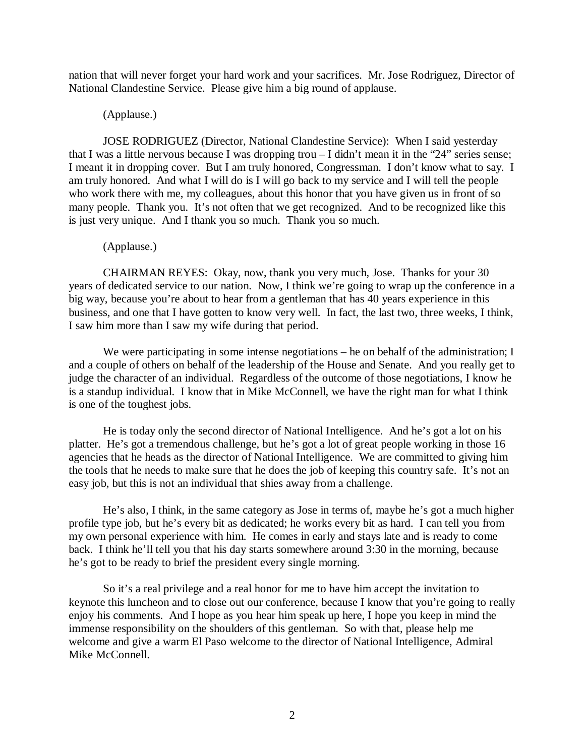nation that will never forget your hard work and your sacrifices. Mr. Jose Rodriguez, Director of National Clandestine Service. Please give him a big round of applause.

(Applause.)

JOSE RODRIGUEZ (Director, National Clandestine Service): When I said yesterday that I was a little nervous because I was dropping trou – I didn't mean it in the "24" series sense; I meant it in dropping cover. But I am truly honored, Congressman. I don't know what to say. I am truly honored. And what I will do is I will go back to my service and I will tell the people who work there with me, my colleagues, about this honor that you have given us in front of so many people. Thank you. It's not often that we get recognized. And to be recognized like this is just very unique. And I thank you so much. Thank you so much.

(Applause.)

CHAIRMAN REYES: Okay, now, thank you very much, Jose. Thanks for your 30 years of dedicated service to our nation. Now, I think we're going to wrap up the conference in a big way, because you're about to hear from a gentleman that has 40 years experience in this business, and one that I have gotten to know very well. In fact, the last two, three weeks, I think, I saw him more than I saw my wife during that period.

We were participating in some intense negotiations – he on behalf of the administration; I and a couple of others on behalf of the leadership of the House and Senate. And you really get to judge the character of an individual. Regardless of the outcome of those negotiations, I know he is a standup individual. I know that in Mike McConnell, we have the right man for what I think is one of the toughest jobs.

He is today only the second director of National Intelligence. And he's got a lot on his platter. He's got a tremendous challenge, but he's got a lot of great people working in those 16 agencies that he heads as the director of National Intelligence. We are committed to giving him the tools that he needs to make sure that he does the job of keeping this country safe. It's not an easy job, but this is not an individual that shies away from a challenge.

He's also, I think, in the same category as Jose in terms of, maybe he's got a much higher profile type job, but he's every bit as dedicated; he works every bit as hard. I can tell you from my own personal experience with him. He comes in early and stays late and is ready to come back. I think he'll tell you that his day starts somewhere around 3:30 in the morning, because he's got to be ready to brief the president every single morning.

So it's a real privilege and a real honor for me to have him accept the invitation to keynote this luncheon and to close out our conference, because I know that you're going to really enjoy his comments. And I hope as you hear him speak up here, I hope you keep in mind the immense responsibility on the shoulders of this gentleman. So with that, please help me welcome and give a warm El Paso welcome to the director of National Intelligence, Admiral Mike McConnell.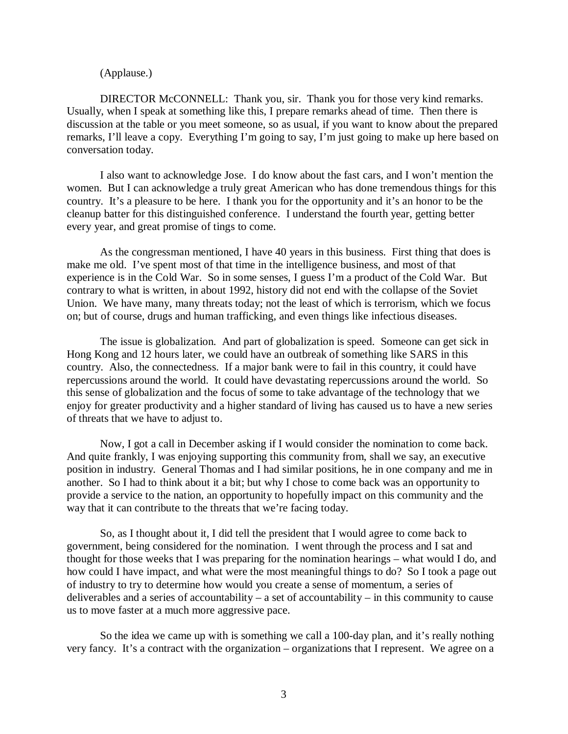(Applause.)

DIRECTOR McCONNELL: Thank you, sir. Thank you for those very kind remarks. Usually, when I speak at something like this, I prepare remarks ahead of time. Then there is discussion at the table or you meet someone, so as usual, if you want to know about the prepared remarks, I'll leave a copy. Everything I'm going to say, I'm just going to make up here based on conversation today.

I also want to acknowledge Jose. I do know about the fast cars, and I won't mention the women. But I can acknowledge a truly great American who has done tremendous things for this country. It's a pleasure to be here. I thank you for the opportunity and it's an honor to be the cleanup batter for this distinguished conference. I understand the fourth year, getting better every year, and great promise of tings to come.

As the congressman mentioned, I have 40 years in this business. First thing that does is make me old. I've spent most of that time in the intelligence business, and most of that experience is in the Cold War. So in some senses, I guess I'm a product of the Cold War. But contrary to what is written, in about 1992, history did not end with the collapse of the Soviet Union. We have many, many threats today; not the least of which is terrorism, which we focus on; but of course, drugs and human trafficking, and even things like infectious diseases.

The issue is globalization. And part of globalization is speed. Someone can get sick in Hong Kong and 12 hours later, we could have an outbreak of something like SARS in this country. Also, the connectedness. If a major bank were to fail in this country, it could have repercussions around the world. It could have devastating repercussions around the world. So this sense of globalization and the focus of some to take advantage of the technology that we enjoy for greater productivity and a higher standard of living has caused us to have a new series of threats that we have to adjust to.

Now, I got a call in December asking if I would consider the nomination to come back. And quite frankly, I was enjoying supporting this community from, shall we say, an executive position in industry. General Thomas and I had similar positions, he in one company and me in another. So I had to think about it a bit; but why I chose to come back was an opportunity to provide a service to the nation, an opportunity to hopefully impact on this community and the way that it can contribute to the threats that we're facing today.

So, as I thought about it, I did tell the president that I would agree to come back to government, being considered for the nomination. I went through the process and I sat and thought for those weeks that I was preparing for the nomination hearings – what would I do, and how could I have impact, and what were the most meaningful things to do? So I took a page out of industry to try to determine how would you create a sense of momentum, a series of deliverables and a series of accountability – a set of accountability – in this community to cause us to move faster at a much more aggressive pace.

So the idea we came up with is something we call a 100-day plan, and it's really nothing very fancy. It's a contract with the organization – organizations that I represent. We agree on a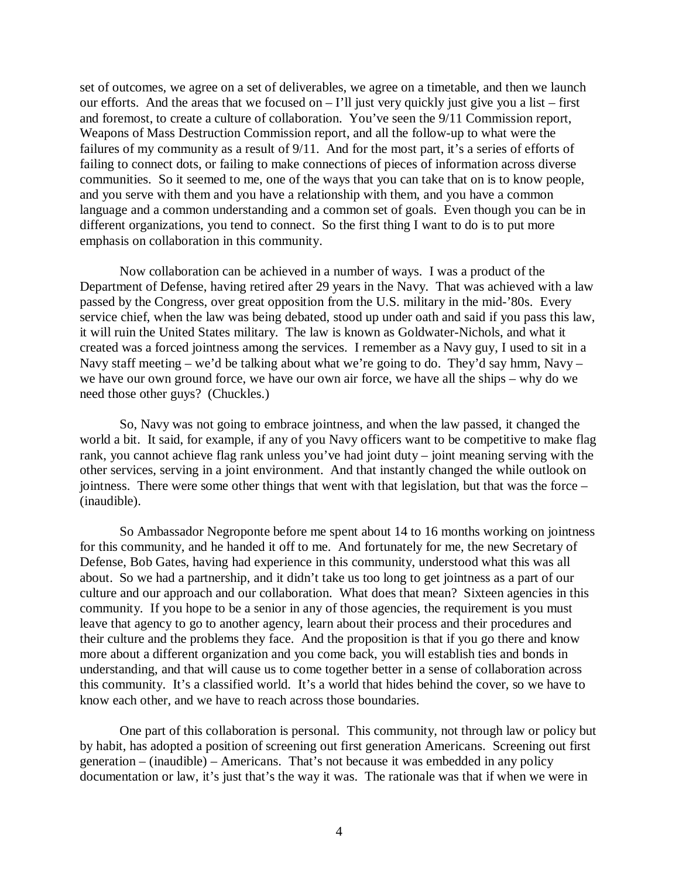set of outcomes, we agree on a set of deliverables, we agree on a timetable, and then we launch our efforts. And the areas that we focused on – I'll just very quickly just give you a list – first and foremost, to create a culture of collaboration. You've seen the 9/11 Commission report, Weapons of Mass Destruction Commission report, and all the follow-up to what were the failures of my community as a result of 9/11. And for the most part, it's a series of efforts of failing to connect dots, or failing to make connections of pieces of information across diverse communities. So it seemed to me, one of the ways that you can take that on is to know people, and you serve with them and you have a relationship with them, and you have a common language and a common understanding and a common set of goals. Even though you can be in different organizations, you tend to connect. So the first thing I want to do is to put more emphasis on collaboration in this community.

Now collaboration can be achieved in a number of ways. I was a product of the Department of Defense, having retired after 29 years in the Navy. That was achieved with a law passed by the Congress, over great opposition from the U.S. military in the mid-'80s. Every service chief, when the law was being debated, stood up under oath and said if you pass this law, it will ruin the United States military. The law is known as Goldwater-Nichols, and what it created was a forced jointness among the services. I remember as a Navy guy, I used to sit in a Navy staff meeting – we'd be talking about what we're going to do. They'd say hmm, Navy – we have our own ground force, we have our own air force, we have all the ships – why do we need those other guys? (Chuckles.)

So, Navy was not going to embrace jointness, and when the law passed, it changed the world a bit. It said, for example, if any of you Navy officers want to be competitive to make flag rank, you cannot achieve flag rank unless you've had joint duty – joint meaning serving with the other services, serving in a joint environment. And that instantly changed the while outlook on jointness. There were some other things that went with that legislation, but that was the force – (inaudible).

So Ambassador Negroponte before me spent about 14 to 16 months working on jointness for this community, and he handed it off to me. And fortunately for me, the new Secretary of Defense, Bob Gates, having had experience in this community, understood what this was all about. So we had a partnership, and it didn't take us too long to get jointness as a part of our culture and our approach and our collaboration. What does that mean? Sixteen agencies in this community. If you hope to be a senior in any of those agencies, the requirement is you must leave that agency to go to another agency, learn about their process and their procedures and their culture and the problems they face. And the proposition is that if you go there and know more about a different organization and you come back, you will establish ties and bonds in understanding, and that will cause us to come together better in a sense of collaboration across this community. It's a classified world. It's a world that hides behind the cover, so we have to know each other, and we have to reach across those boundaries.

One part of this collaboration is personal. This community, not through law or policy but by habit, has adopted a position of screening out first generation Americans. Screening out first generation – (inaudible) – Americans. That's not because it was embedded in any policy documentation or law, it's just that's the way it was. The rationale was that if when we were in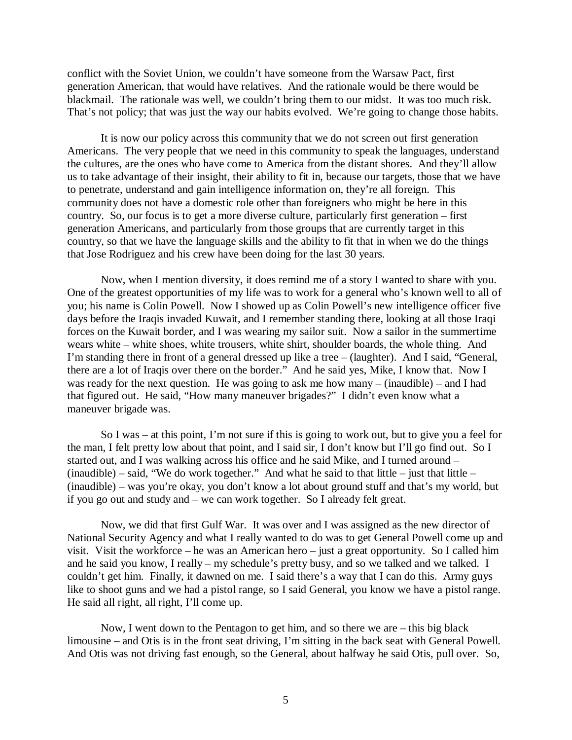conflict with the Soviet Union, we couldn't have someone from the Warsaw Pact, first generation American, that would have relatives. And the rationale would be there would be blackmail. The rationale was well, we couldn't bring them to our midst. It was too much risk. That's not policy; that was just the way our habits evolved. We're going to change those habits.

It is now our policy across this community that we do not screen out first generation Americans. The very people that we need in this community to speak the languages, understand the cultures, are the ones who have come to America from the distant shores. And they'll allow us to take advantage of their insight, their ability to fit in, because our targets, those that we have to penetrate, understand and gain intelligence information on, they're all foreign. This community does not have a domestic role other than foreigners who might be here in this country. So, our focus is to get a more diverse culture, particularly first generation – first generation Americans, and particularly from those groups that are currently target in this country, so that we have the language skills and the ability to fit that in when we do the things that Jose Rodriguez and his crew have been doing for the last 30 years.

Now, when I mention diversity, it does remind me of a story I wanted to share with you. One of the greatest opportunities of my life was to work for a general who's known well to all of you; his name is Colin Powell. Now I showed up as Colin Powell's new intelligence officer five days before the Iraqis invaded Kuwait, and I remember standing there, looking at all those Iraqi forces on the Kuwait border, and I was wearing my sailor suit. Now a sailor in the summertime wears white – white shoes, white trousers, white shirt, shoulder boards, the whole thing. And I'm standing there in front of a general dressed up like a tree – (laughter). And I said, "General, there are a lot of Iraqis over there on the border." And he said yes, Mike, I know that. Now I was ready for the next question. He was going to ask me how many – (inaudible) – and I had that figured out. He said, "How many maneuver brigades?" I didn't even know what a maneuver brigade was.

So I was – at this point, I'm not sure if this is going to work out, but to give you a feel for the man, I felt pretty low about that point, and I said sir, I don't know but I'll go find out. So I started out, and I was walking across his office and he said Mike, and I turned around – (inaudible) – said, "We do work together." And what he said to that little – just that little – (inaudible) – was you're okay, you don't know a lot about ground stuff and that's my world, but if you go out and study and – we can work together. So I already felt great.

Now, we did that first Gulf War. It was over and I was assigned as the new director of National Security Agency and what I really wanted to do was to get General Powell come up and visit. Visit the workforce – he was an American hero – just a great opportunity. So I called him and he said you know, I really – my schedule's pretty busy, and so we talked and we talked. I couldn't get him. Finally, it dawned on me. I said there's a way that I can do this. Army guys like to shoot guns and we had a pistol range, so I said General, you know we have a pistol range. He said all right, all right, I'll come up.

Now, I went down to the Pentagon to get him, and so there we are – this big black limousine – and Otis is in the front seat driving, I'm sitting in the back seat with General Powell. And Otis was not driving fast enough, so the General, about halfway he said Otis, pull over. So,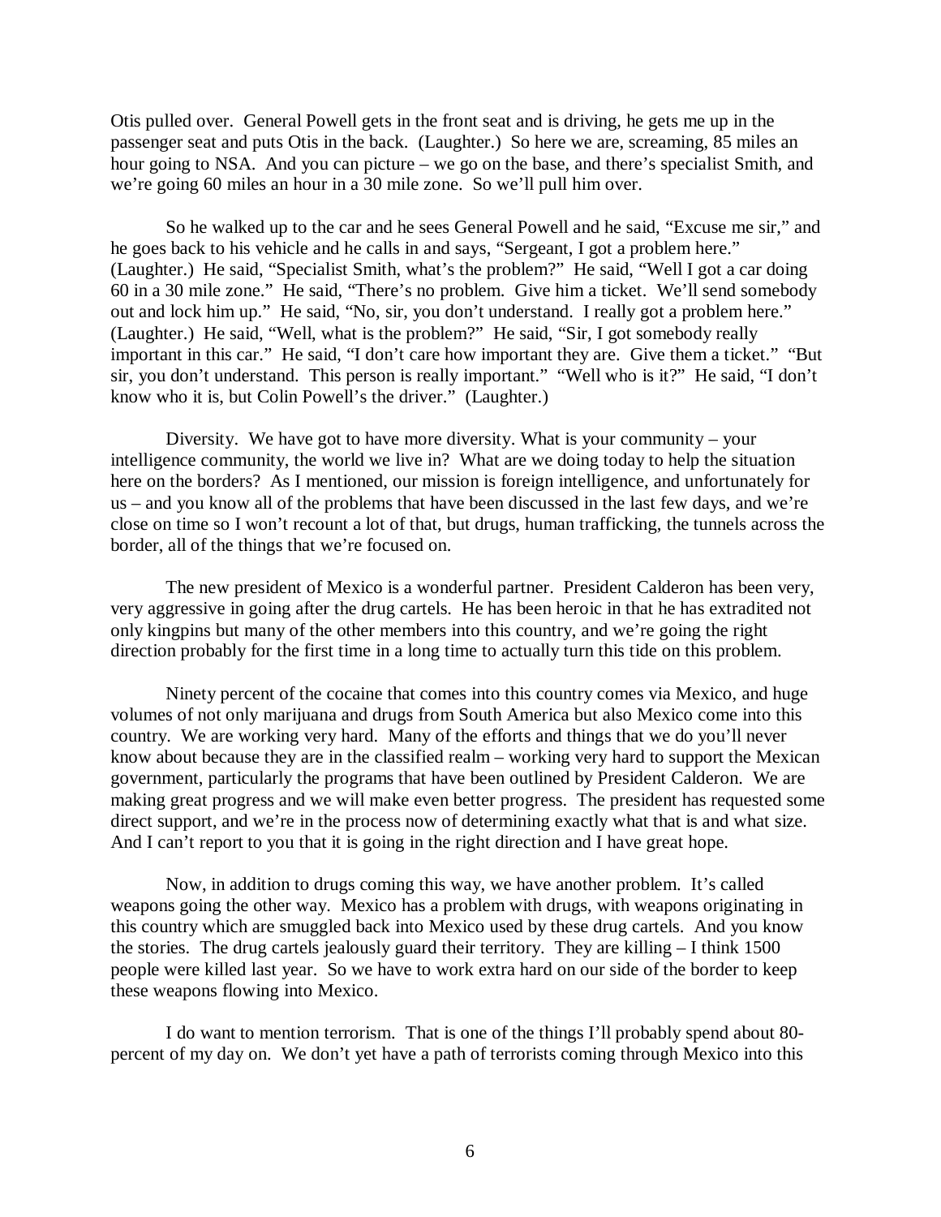Otis pulled over. General Powell gets in the front seat and is driving, he gets me up in the passenger seat and puts Otis in the back. (Laughter.) So here we are, screaming, 85 miles an hour going to NSA. And you can picture – we go on the base, and there's specialist Smith, and we're going 60 miles an hour in a 30 mile zone. So we'll pull him over.

So he walked up to the car and he sees General Powell and he said, "Excuse me sir," and he goes back to his vehicle and he calls in and says, "Sergeant, I got a problem here." (Laughter.) He said, "Specialist Smith, what's the problem?" He said, "Well I got a car doing 60 in a 30 mile zone." He said, "There's no problem. Give him a ticket. We'll send somebody out and lock him up." He said, "No, sir, you don't understand. I really got a problem here." (Laughter.) He said, "Well, what is the problem?" He said, "Sir, I got somebody really important in this car." He said, "I don't care how important they are. Give them a ticket." "But sir, you don't understand. This person is really important." "Well who is it?" He said, "I don't know who it is, but Colin Powell's the driver." (Laughter.)

Diversity. We have got to have more diversity. What is your community – your intelligence community, the world we live in? What are we doing today to help the situation here on the borders? As I mentioned, our mission is foreign intelligence, and unfortunately for us – and you know all of the problems that have been discussed in the last few days, and we're close on time so I won't recount a lot of that, but drugs, human trafficking, the tunnels across the border, all of the things that we're focused on.

The new president of Mexico is a wonderful partner. President Calderon has been very, very aggressive in going after the drug cartels. He has been heroic in that he has extradited not only kingpins but many of the other members into this country, and we're going the right direction probably for the first time in a long time to actually turn this tide on this problem.

Ninety percent of the cocaine that comes into this country comes via Mexico, and huge volumes of not only marijuana and drugs from South America but also Mexico come into this country. We are working very hard. Many of the efforts and things that we do you'll never know about because they are in the classified realm – working very hard to support the Mexican government, particularly the programs that have been outlined by President Calderon. We are making great progress and we will make even better progress. The president has requested some direct support, and we're in the process now of determining exactly what that is and what size. And I can't report to you that it is going in the right direction and I have great hope.

Now, in addition to drugs coming this way, we have another problem. It's called weapons going the other way. Mexico has a problem with drugs, with weapons originating in this country which are smuggled back into Mexico used by these drug cartels. And you know the stories. The drug cartels jealously guard their territory. They are killing – I think 1500 people were killed last year. So we have to work extra hard on our side of the border to keep these weapons flowing into Mexico.

I do want to mention terrorism. That is one of the things I'll probably spend about 80-percent of my day on. We don't yet have a path of terrorists coming through Mexico into this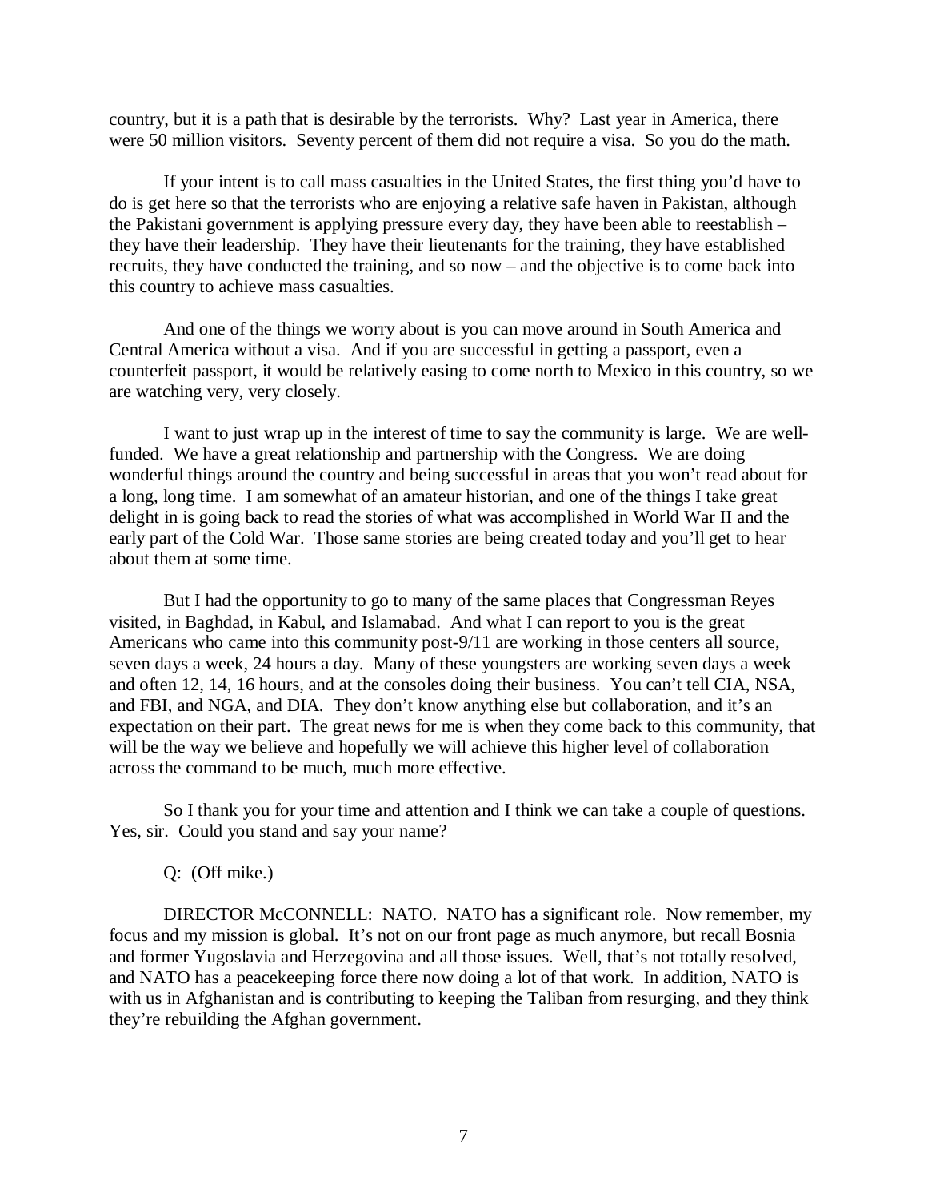country, but it is a path that is desirable by the terrorists. Why? Last year in America, there were 50 million visitors. Seventy percent of them did not require a visa. So you do the math.

If your intent is to call mass casualties in the United States, the first thing you'd have to do is get here so that the terrorists who are enjoying a relative safe haven in Pakistan, although the Pakistani government is applying pressure every day, they have been able to reestablish – they have their leadership. They have their lieutenants for the training, they have established recruits, they have conducted the training, and so now – and the objective is to come back into this country to achieve mass casualties.

And one of the things we worry about is you can move around in South America and Central America without a visa. And if you are successful in getting a passport, even a counterfeit passport, it would be relatively easing to come north to Mexico in this country, so we are watching very, very closely.

I want to just wrap up in the interest of time to say the community is large. We are well-funded. We have a great relationship and partnership with the Congress. We are doing wonderful things around the country and being successful in areas that you won't read about for a long, long time. I am somewhat of an amateur historian, and one of the things I take great delight in is going back to read the stories of what was accomplished in World War II and the early part of the Cold War. Those same stories are being created today and you'll get to hear about them at some time.

But I had the opportunity to go to many of the same places that Congressman Reyes visited, in Baghdad, in Kabul, and Islamabad. And what I can report to you is the great Americans who came into this community post-9/11 are working in those centers all source, seven days a week, 24 hours a day. Many of these youngsters are working seven days a week and often 12, 14, 16 hours, and at the consoles doing their business. You can't tell CIA, NSA, and FBI, and NGA, and DIA. They don't know anything else but collaboration, and it's an expectation on their part. The great news for me is when they come back to this community, that will be the way we believe and hopefully we will achieve this higher level of collaboration across the command to be much, much more effective.

So I thank you for your time and attention and I think we can take a couple of questions. Yes, sir. Could you stand and say your name?

Q: (Off mike.)

DIRECTOR McCONNELL: NATO. NATO has a significant role. Now remember, my focus and my mission is global. It's not on our front page as much anymore, but recall Bosnia and former Yugoslavia and Herzegovina and all those issues. Well, that's not totally resolved, and NATO has a peacekeeping force there now doing a lot of that work. In addition, NATO is with us in Afghanistan and is contributing to keeping the Taliban from resurging, and they think they're rebuilding the Afghan government.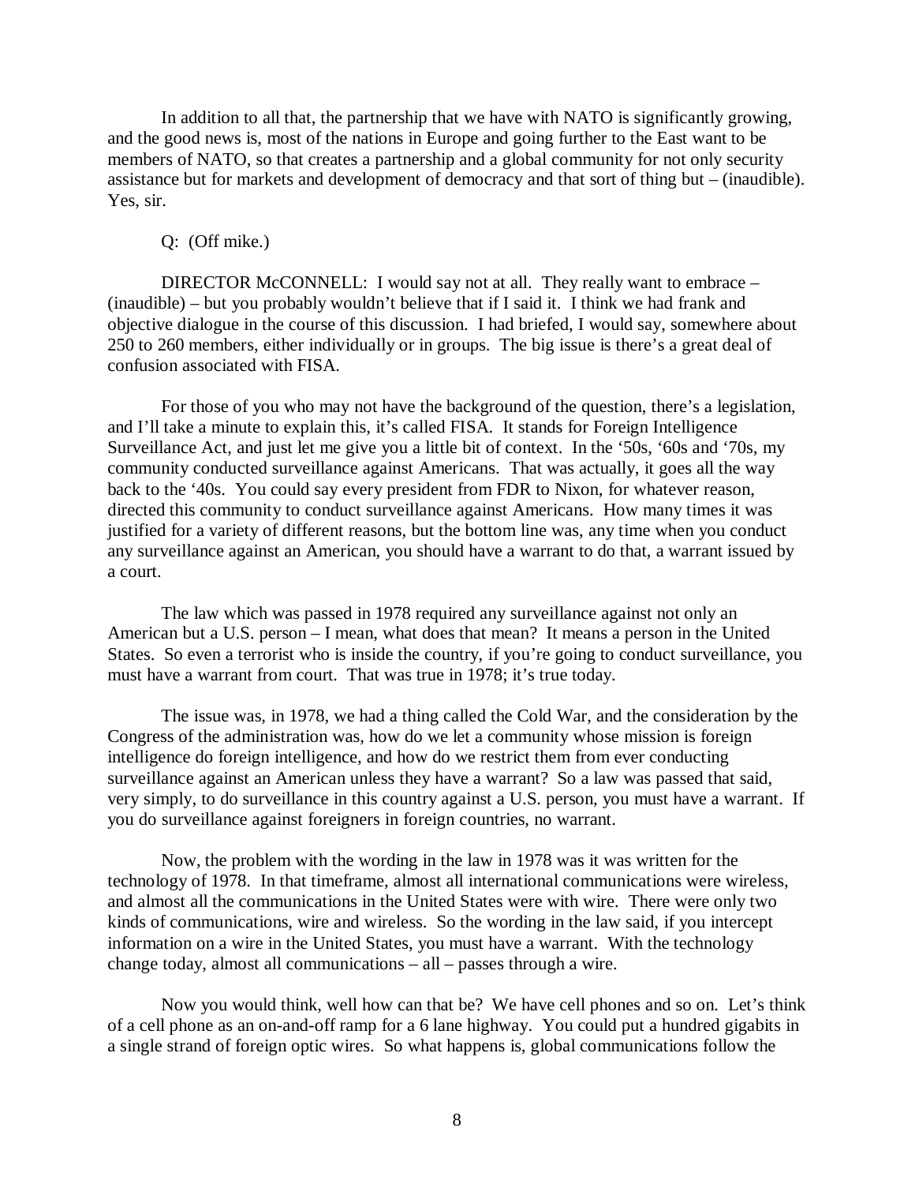In addition to all that, the partnership that we have with NATO is significantly growing, and the good news is, most of the nations in Europe and going further to the East want to be members of NATO, so that creates a partnership and a global community for not only security assistance but for markets and development of democracy and that sort of thing but – (inaudible). Yes, sir.

Q: (Off mike.)

DIRECTOR McCONNELL: I would say not at all. They really want to embrace – (inaudible) – but you probably wouldn't believe that if I said it. I think we had frank and objective dialogue in the course of this discussion. I had briefed, I would say, somewhere about 250 to 260 members, either individually or in groups. The big issue is there's a great deal of confusion associated with FISA.

For those of you who may not have the background of the question, there's a legislation, and I'll take a minute to explain this, it's called FISA. It stands for Foreign Intelligence Surveillance Act, and just let me give you a little bit of context. In the '50s, '60s and '70s, my community conducted surveillance against Americans. That was actually, it goes all the way back to the '40s. You could say every president from FDR to Nixon, for whatever reason, directed this community to conduct surveillance against Americans. How many times it was justified for a variety of different reasons, but the bottom line was, any time when you conduct any surveillance against an American, you should have a warrant to do that, a warrant issued by a court.

The law which was passed in 1978 required any surveillance against not only an American but a U.S. person – I mean, what does that mean? It means a person in the United States. So even a terrorist who is inside the country, if you're going to conduct surveillance, you must have a warrant from court. That was true in 1978; it's true today.

The issue was, in 1978, we had a thing called the Cold War, and the consideration by the Congress of the administration was, how do we let a community whose mission is foreign intelligence do foreign intelligence, and how do we restrict them from ever conducting surveillance against an American unless they have a warrant? So a law was passed that said, very simply, to do surveillance in this country against a U.S. person, you must have a warrant. If you do surveillance against foreigners in foreign countries, no warrant.

Now, the problem with the wording in the law in 1978 was it was written for the technology of 1978. In that timeframe, almost all international communications were wireless, and almost all the communications in the United States were with wire. There were only two kinds of communications, wire and wireless. So the wording in the law said, if you intercept information on a wire in the United States, you must have a warrant. With the technology change today, almost all communications – all – passes through a wire.

Now you would think, well how can that be? We have cell phones and so on. Let's think of a cell phone as an on-and-off ramp for a 6 lane highway. You could put a hundred gigabits in a single strand of foreign optic wires. So what happens is, global communications follow the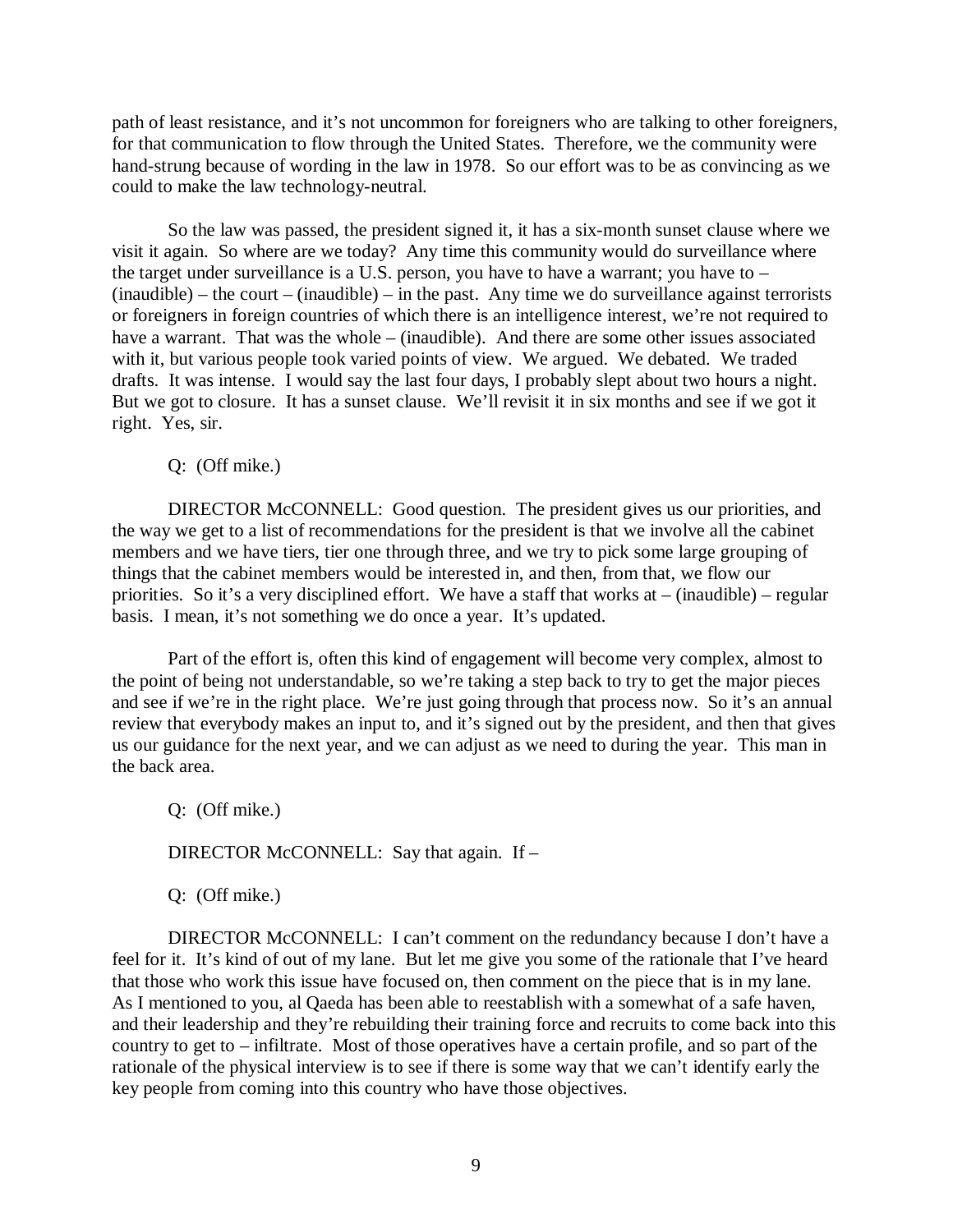path of least resistance, and it's not uncommon for foreigners who are talking to other foreigners, for that communication to flow through the United States. Therefore, we the community were hand-strung because of wording in the law in 1978. So our effort was to be as convincing as we could to make the law technology-neutral.

So the law was passed, the president signed it, it has a six-month sunset clause where we visit it again. So where are we today? Any time this community would do surveillance where the target under surveillance is a U.S. person, you have to have a warrant; you have to – (inaudible) – the court – (inaudible) – in the past. Any time we do surveillance against terrorists or foreigners in foreign countries of which there is an intelligence interest, we're not required to have a warrant. That was the whole – (inaudible). And there are some other issues associated with it, but various people took varied points of view. We argued. We debated. We traded drafts. It was intense. I would say the last four days, I probably slept about two hours a night. But we got to closure. It has a sunset clause. We'll revisit it in six months and see if we got it right. Yes, sir.

Q: (Off mike.)

DIRECTOR McCONNELL: Good question. The president gives us our priorities, and the way we get to a list of recommendations for the president is that we involve all the cabinet members and we have tiers, tier one through three, and we try to pick some large grouping of things that the cabinet members would be interested in, and then, from that, we flow our priorities. So it's a very disciplined effort. We have a staff that works at – (inaudible) – regular basis. I mean, it's not something we do once a year. It's updated.

Part of the effort is, often this kind of engagement will become very complex, almost to the point of being not understandable, so we're taking a step back to try to get the major pieces and see if we're in the right place. We're just going through that process now. So it's an annual review that everybody makes an input to, and it's signed out by the president, and then that gives us our guidance for the next year, and we can adjust as we need to during the year. This man in the back area.

Q: (Off mike.)

DIRECTOR McCONNELL: Say that again. If –

Q: (Off mike.)

DIRECTOR McCONNELL: I can't comment on the redundancy because I don't have a feel for it. It's kind of out of my lane. But let me give you some of the rationale that I've heard that those who work this issue have focused on, then comment on the piece that is in my lane. As I mentioned to you, al Qaeda has been able to reestablish with a somewhat of a safe haven, and their leadership and they're rebuilding their training force and recruits to come back into this country to get to – infiltrate. Most of those operatives have a certain profile, and so part of the rationale of the physical interview is to see if there is some way that we can't identify early the key people from coming into this country who have those objectives.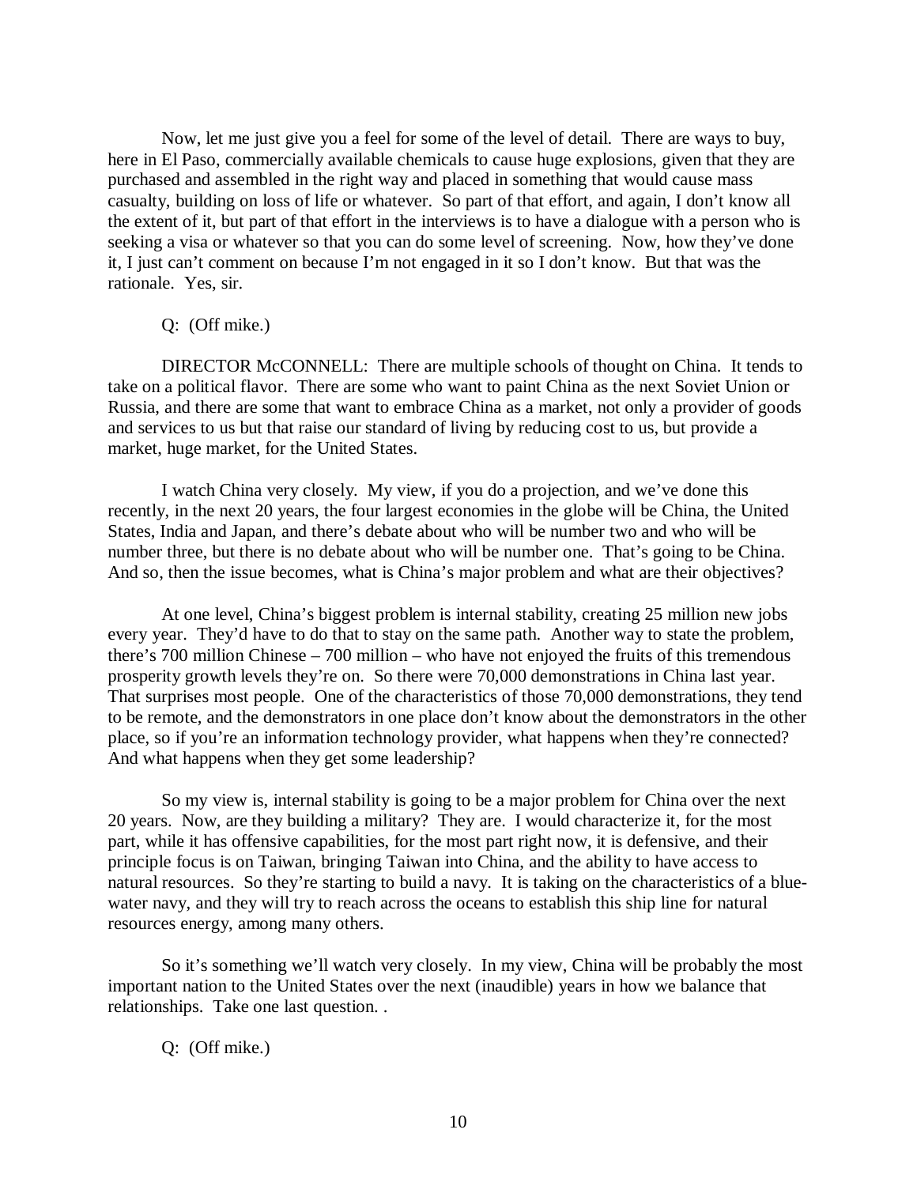Now, let me just give you a feel for some of the level of detail. There are ways to buy, here in El Paso, commercially available chemicals to cause huge explosions, given that they are purchased and assembled in the right way and placed in something that would cause mass casualty, building on loss of life or whatever. So part of that effort, and again, I don't know all the extent of it, but part of that effort in the interviews is to have a dialogue with a person who is seeking a visa or whatever so that you can do some level of screening. Now, how they've done it, I just can't comment on because I'm not engaged in it so I don't know. But that was the rationale. Yes, sir.

Q: (Off mike.)

DIRECTOR McCONNELL: There are multiple schools of thought on China. It tends to take on a political flavor. There are some who want to paint China as the next Soviet Union or Russia, and there are some that want to embrace China as a market, not only a provider of goods and services to us but that raise our standard of living by reducing cost to us, but provide a market, huge market, for the United States.

I watch China very closely. My view, if you do a projection, and we've done this recently, in the next 20 years, the four largest economies in the globe will be China, the United States, India and Japan, and there's debate about who will be number two and who will be number three, but there is no debate about who will be number one. That's going to be China. And so, then the issue becomes, what is China's major problem and what are their objectives?

At one level, China's biggest problem is internal stability, creating 25 million new jobs every year. They'd have to do that to stay on the same path. Another way to state the problem, there's 700 million Chinese – 700 million – who have not enjoyed the fruits of this tremendous prosperity growth levels they're on. So there were 70,000 demonstrations in China last year. That surprises most people. One of the characteristics of those 70,000 demonstrations, they tend to be remote, and the demonstrators in one place don't know about the demonstrators in the other place, so if you're an information technology provider, what happens when they're connected? And what happens when they get some leadership?

So my view is, internal stability is going to be a major problem for China over the next 20 years. Now, are they building a military? They are. I would characterize it, for the most part, while it has offensive capabilities, for the most part right now, it is defensive, and their principle focus is on Taiwan, bringing Taiwan into China, and the ability to have access to natural resources. So they're starting to build a navy. It is taking on the characteristics of a blue-water navy, and they will try to reach across the oceans to establish this ship line for natural resources energy, among many others.

So it's something we'll watch very closely. In my view, China will be probably the most important nation to the United States over the next (inaudible) years in how we balance that relationships. Take one last question. .

Q: (Off mike.)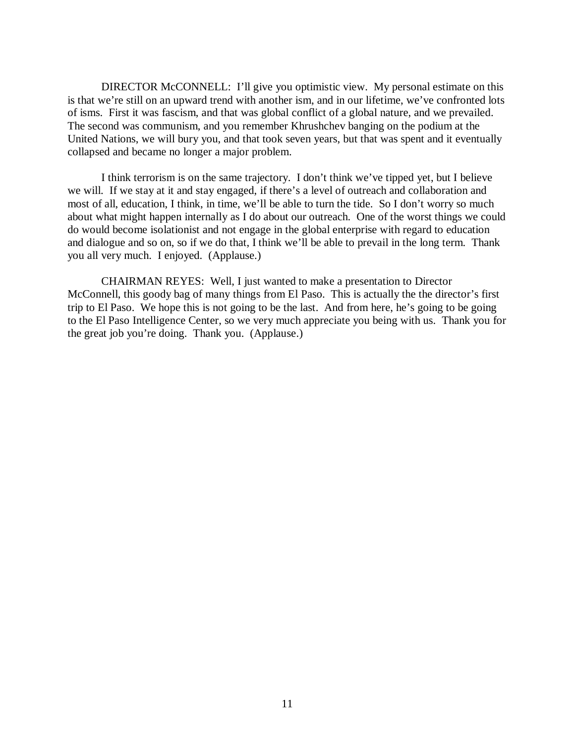DIRECTOR McCONNELL: I'll give you optimistic view. My personal estimate on this is that we're still on an upward trend with another ism, and in our lifetime, we've confronted lots of isms. First it was fascism, and that was global conflict of a global nature, and we prevailed. The second was communism, and you remember Khrushchev banging on the podium at the United Nations, we will bury you, and that took seven years, but that was spent and it eventually collapsed and became no longer a major problem.

I think terrorism is on the same trajectory. I don't think we've tipped yet, but I believe we will. If we stay at it and stay engaged, if there's a level of outreach and collaboration and most of all, education, I think, in time, we'll be able to turn the tide. So I don't worry so much about what might happen internally as I do about our outreach. One of the worst things we could do would become isolationist and not engage in the global enterprise with regard to education and dialogue and so on, so if we do that, I think we'll be able to prevail in the long term. Thank you all very much. I enjoyed. (Applause.)

CHAIRMAN REYES: Well, I just wanted to make a presentation to Director McConnell, this goody bag of many things from El Paso. This is actually the the director's first trip to El Paso. We hope this is not going to be the last. And from here, he's going to be going to the El Paso Intelligence Center, so we very much appreciate you being with us. Thank you for the great job you're doing. Thank you. (Applause.)